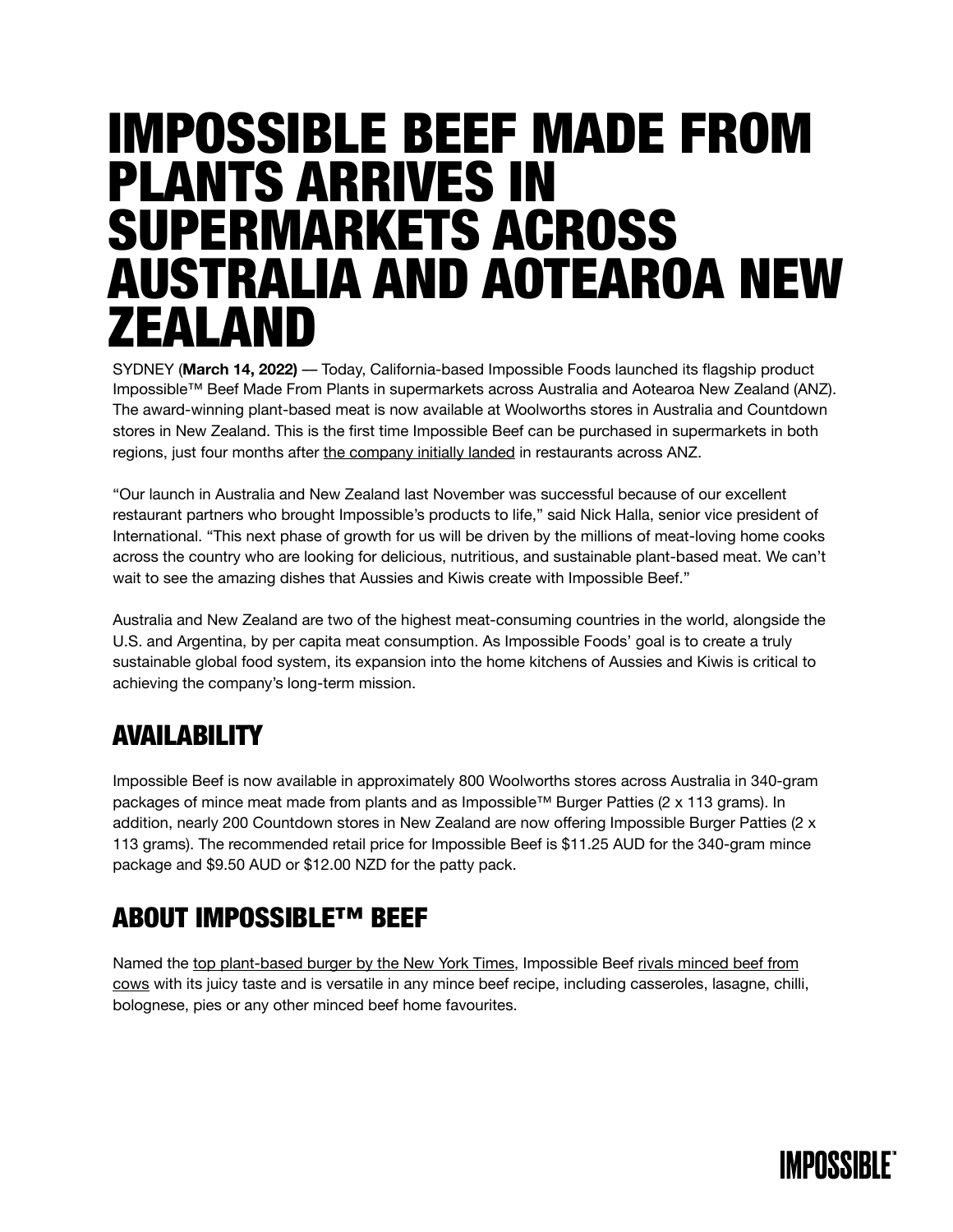# IMPOSSIBLE BEEF MADE FROM PLANTS ARRIVES IN SUPERMARKETS ACROSS AUSTRALIA AND AOTEAROA NEW ZEALAND

SYDNEY (**March 14, 2022)** — Today, California-based Impossible Foods launched its flagship product Impossible™ Beef Made From Plants in supermarkets across Australia and Aotearoa New Zealand (ANZ). The award-winning plant-based meat is now available at Woolworths stores in Australia and Countdown stores in New Zealand. This is the first time Impossible Beef can be purchased in supermarkets in both regions, just four months after the company initially landed in restaurants across ANZ.

"Our launch in Australia and New Zealand last November was successful because of our excellent restaurant partners who brought Impossible's products to life," said Nick Halla, senior vice president of International. "This next phase of growth for us will be driven by the millions of meat-loving home cooks across the country who are looking for delicious, nutritious, and sustainable plant-based meat. We can't wait to see the amazing dishes that Aussies and Kiwis create with Impossible Beef."

Australia and New Zealand are two of the highest meat-consuming countries in the world, alongside the U.S. and Argentina, by per capita meat consumption. As Impossible Foods' goal is to create a truly sustainable global food system, its expansion into the home kitchens of Aussies and Kiwis is critical to achieving the company's long-term mission.

## AVAILABILITY

Impossible Beef is now available in approximately 800 Woolworths stores across Australia in 340-gram packages of mince meat made from plants and as Impossible™ Burger Patties (2 x 113 grams). In addition, nearly 200 Countdown stores in New Zealand are now offering Impossible Burger Patties (2 x 113 grams). The recommended retail price for Impossible Beef is $11.25 AUD for the 340-gram mince package and $9.50 AUD or $12.00 NZD for the patty pack.

## ABOUT IMPOSSIBLE™ BEEF

Named the top plant-based burger by the New York Times, Impossible Beef rivals minced beef from cows with its juicy taste and is versatile in any mince beef recipe, including casseroles, lasagne, chilli, bolognese, pies or any other minced beef home favourites.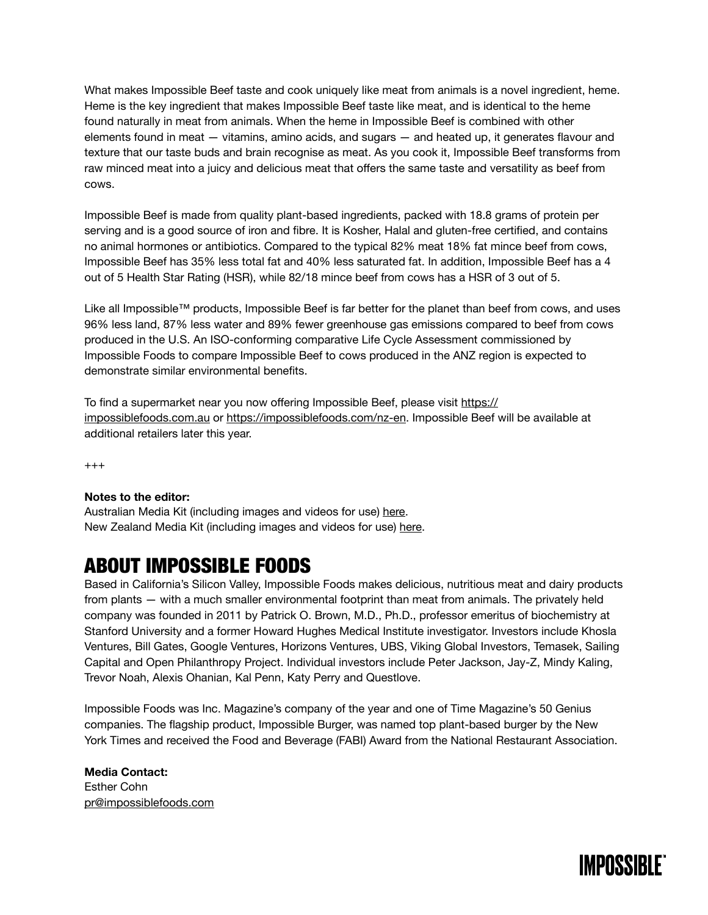What makes Impossible Beef taste and cook uniquely like meat from animals is a novel ingredient, heme. Heme is the key ingredient that makes Impossible Beef taste like meat, and is identical to the heme found naturally in meat from animals. When the heme in Impossible Beef is combined with other elements found in meat — vitamins, amino acids, and sugars — and heated up, it generates flavour and texture that our taste buds and brain recognise as meat. As you cook it, Impossible Beef transforms from raw minced meat into a juicy and delicious meat that offers the same taste and versatility as beef from cows.

Impossible Beef is made from quality plant-based ingredients, packed with 18.8 grams of protein per serving and is a good source of iron and fibre. It is Kosher, Halal and gluten-free certified, and contains no animal hormones or antibiotics. Compared to the typical 82% meat 18% fat mince beef from cows, Impossible Beef has 35% less total fat and 40% less saturated fat. In addition, Impossible Beef has a 4 out of 5 Health Star Rating (HSR), while 82/18 mince beef from cows has a HSR of 3 out of 5.

Like all Impossible™ products, Impossible Beef is far better for the planet than beef from cows, and uses 96% less land, 87% less water and 89% fewer greenhouse gas emissions compared to beef from cows produced in the U.S. An ISO-conforming comparative Life Cycle Assessment commissioned by Impossible Foods to compare Impossible Beef to cows produced in the ANZ region is expected to demonstrate similar environmental benefits.

To find a supermarket near you now offering Impossible Beef, please visit [https://impossiblefoods.com.au](https://impossiblefoods.com.au) or [https://impossiblefoods.com/nz-en](https://impossiblefoods.com/nz-en). Impossible Beef will be available at additional retailers later this year.

+++

**Notes to the editor:**
Australian Media Kit (including images and videos for use) here.
New Zealand Media Kit (including images and videos for use) here.

## ABOUT IMPOSSIBLE FOODS

Based in California's Silicon Valley, Impossible Foods makes delicious, nutritious meat and dairy products from plants — with a much smaller environmental footprint than meat from animals. The privately held company was founded in 2011 by Patrick O. Brown, M.D., Ph.D., professor emeritus of biochemistry at Stanford University and a former Howard Hughes Medical Institute investigator. Investors include Khosla Ventures, Bill Gates, Google Ventures, Horizons Ventures, UBS, Viking Global Investors, Temasek, Sailing Capital and Open Philanthropy Project. Individual investors include Peter Jackson, Jay-Z, Mindy Kaling, Trevor Noah, Alexis Ohanian, Kal Penn, Katy Perry and Questlove.

Impossible Foods was Inc. Magazine's company of the year and one of Time Magazine's 50 Genius companies. The flagship product, Impossible Burger, was named top plant-based burger by the New York Times and received the Food and Beverage (FABI) Award from the National Restaurant Association.

**Media Contact:**
Esther Cohn
pr@impossiblefoods.com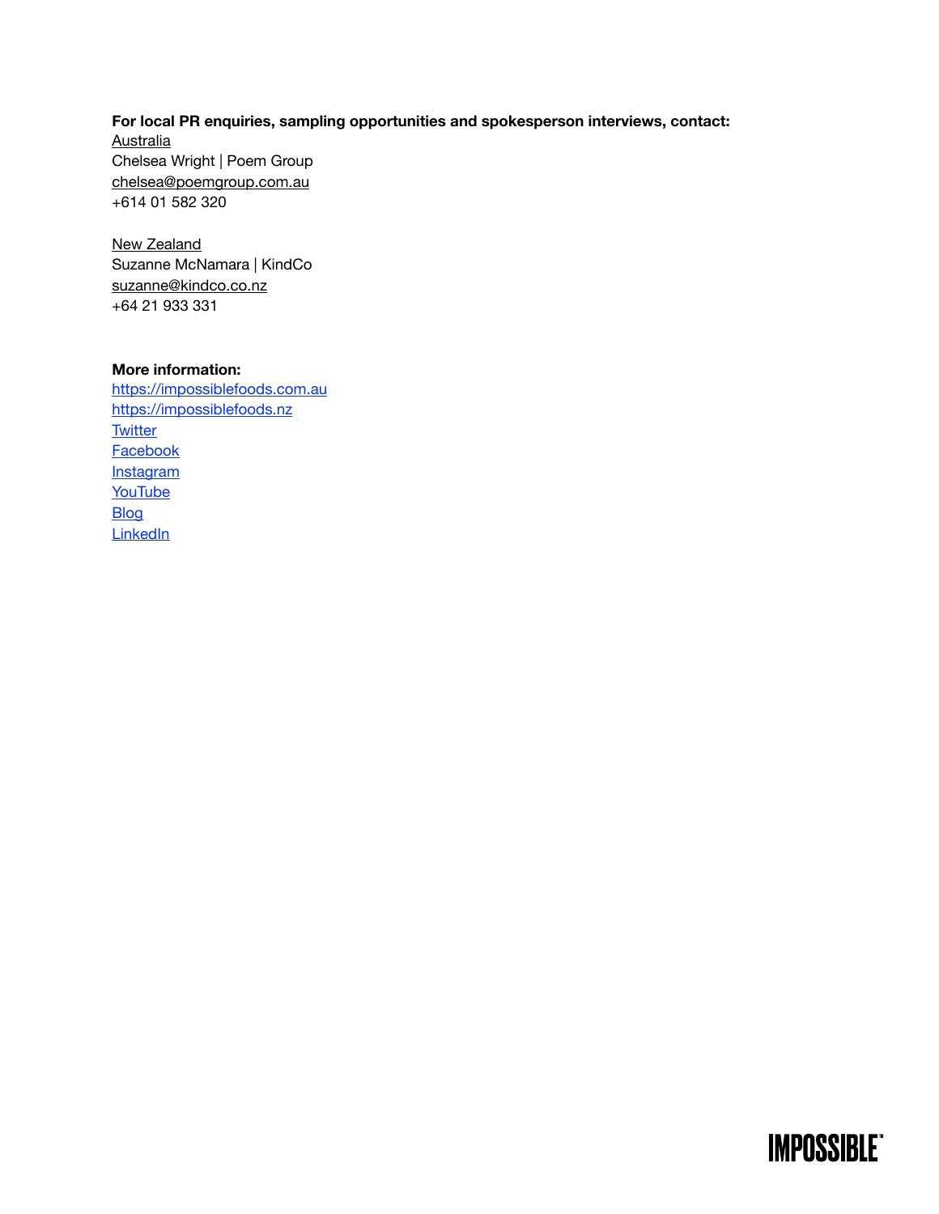**For local PR enquiries, sampling opportunities and spokesperson interviews, contact:**

Australia
Chelsea Wright | Poem Group
chelsea@poemgroup.com.au
+614 01 582 320

New Zealand
Suzanne McNamara | KindCo
suzanne@kindco.co.nz
+64 21 933 331

**More information:**

https://impossiblefoods.com.au
https://impossiblefoods.nz
Twitter
Facebook
Instagram
YouTube
Blog
LinkedIn

IMPOSSIBLE